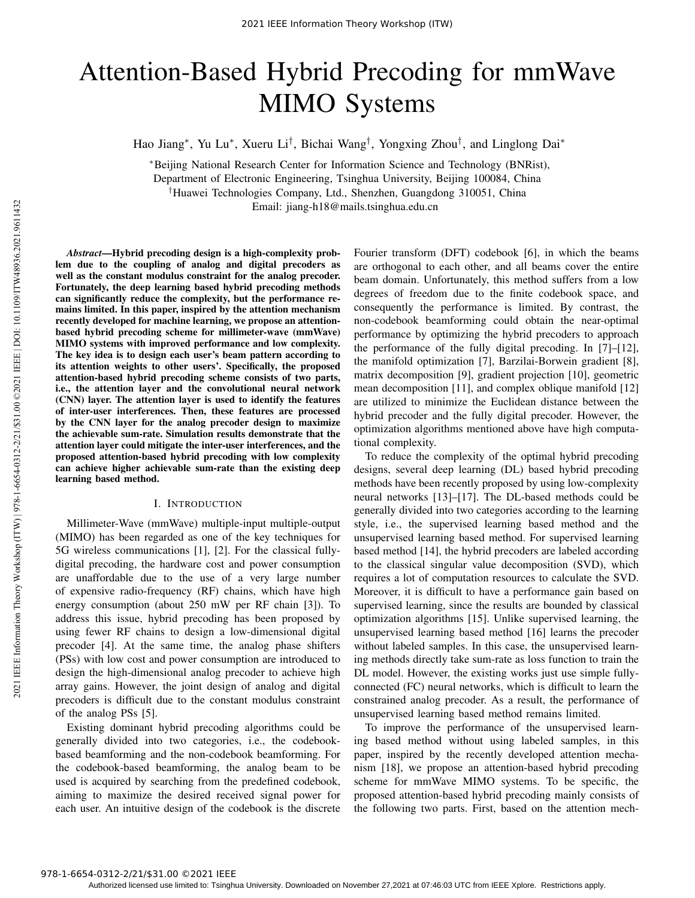# Attention-Based Hybrid Precoding for mmWave MIMO Systems

Hao Jiang*, Yu Lu*, Xueru Li†, Bichai Wang†, Yongxing Zhou†, and Linglong Dai*

*Beijing National Research Center for Information Science and Technology (BNRist), Department of Electronic Engineering, Tsinghua University, Beijing 100084, China

†Huawei Technologies Company, Ltd., Shenzhen, Guangdong 310051, China

Email: jiang-h18@mails.tsinghua.edu.cn

***Abstract*—Hybrid precoding design is a high-complexity problem due to the coupling of analog and digital precoders as well as the constant modulus constraint for the analog precoder. Fortunately, the deep learning based hybrid precoding methods can significantly reduce the complexity, but the performance remains limited. In this paper, inspired by the attention mechanism recently developed for machine learning, we propose an attention-based hybrid precoding scheme for millimeter-wave (mmWave) MIMO systems with improved performance and low complexity. The key idea is to design each user's beam pattern according to its attention weights to other users'. Specifically, the proposed attention-based hybrid precoding scheme consists of two parts, i.e., the attention layer and the convolutional neural network (CNN) layer. The attention layer is used to identify the features of inter-user interferences. Then, these features are processed by the CNN layer for the analog precoder design to maximize the achievable sum-rate. Simulation results demonstrate that the attention layer could mitigate the inter-user interferences, and the proposed attention-based hybrid precoding with low complexity can achieve higher achievable sum-rate than the existing deep learning based method.**

## I. Introduction

Millimeter-Wave (mmWave) multiple-input multiple-output (MIMO) has been regarded as one of the key techniques for 5G wireless communications [1], [2]. For the classical fully-digital precoding, the hardware cost and power consumption are unaffordable due to the use of a very large number of expensive radio-frequency (RF) chains, which have high energy consumption (about 250 mW per RF chain [3]). To address this issue, hybrid precoding has been proposed by using fewer RF chains to design a low-dimensional digital precoder [4]. At the same time, the analog phase shifters (PSs) with low cost and power consumption are introduced to design the high-dimensional analog precoder to achieve high array gains. However, the joint design of analog and digital precoders is difficult due to the constant modulus constraint of the analog PSs [5].

Existing dominant hybrid precoding algorithms could be generally divided into two categories, i.e., the codebook-based beamforming and the non-codebook beamforming. For the codebook-based beamforming, the analog beam to be used is acquired by searching from the predefined codebook, aiming to maximize the desired received signal power for each user. An intuitive design of the codebook is the discrete Fourier transform (DFT) codebook [6], in which the beams are orthogonal to each other, and all beams cover the entire beam domain. Unfortunately, this method suffers from a low degrees of freedom due to the finite codebook space, and consequently the performance is limited. By contrast, the non-codebook beamforming could obtain the near-optimal performance by optimizing the hybrid precoders to approach the performance of the fully digital precoding. In [7]–[12], the manifold optimization [7], Barzilai-Borwein gradient [8], matrix decomposition [9], gradient projection [10], geometric mean decomposition [11], and complex oblique manifold [12] are utilized to minimize the Euclidean distance between the hybrid precoder and the fully digital precoder. However, the optimization algorithms mentioned above have high computational complexity.

To reduce the complexity of the optimal hybrid precoding designs, several deep learning (DL) based hybrid precoding methods have been recently proposed by using low-complexity neural networks [13]–[17]. The DL-based methods could be generally divided into two categories according to the learning style, i.e., the supervised learning based method and the unsupervised learning based method. For supervised learning based method [14], the hybrid precoders are labeled according to the classical singular value decomposition (SVD), which requires a lot of computation resources to calculate the SVD. Moreover, it is difficult to have a performance gain based on supervised learning, since the results are bounded by classical optimization algorithms [15]. Unlike supervised learning, the unsupervised learning based method [16] learns the precoder without labeled samples. In this case, the unsupervised learning methods directly take sum-rate as loss function to train the DL model. However, the existing works just use simple fully-connected (FC) neural networks, which is difficult to learn the constrained analog precoder. As a result, the performance of unsupervised learning based method remains limited.

To improve the performance of the unsupervised learning based method without using labeled samples, in this paper, inspired by the recently developed attention mechanism [18], we propose an attention-based hybrid precoding scheme for mmWave MIMO systems. To be specific, the proposed attention-based hybrid precoding mainly consists of the following two parts. First, based on the attention mech-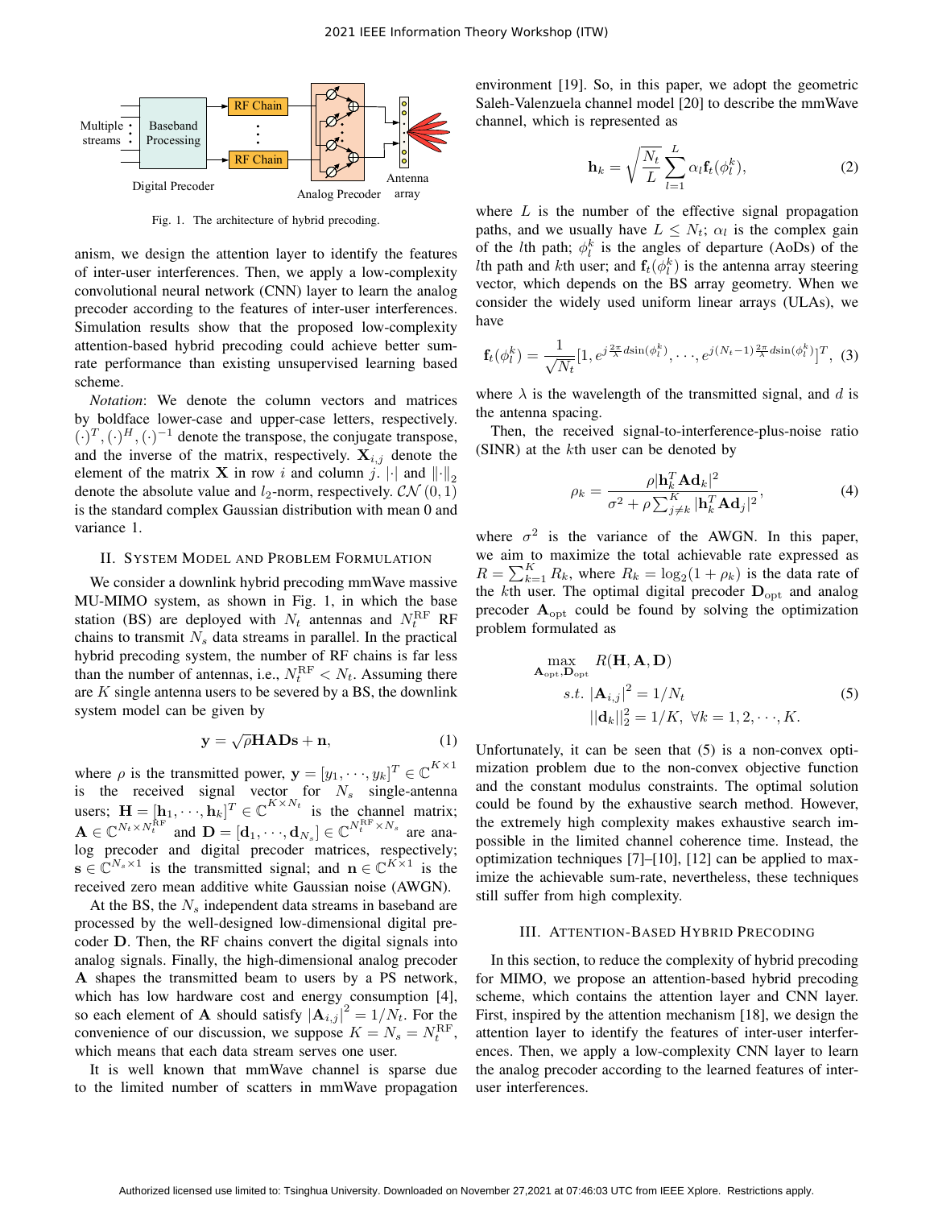Fig. 1. The architecture of hybrid precoding.

anism, we design the attention layer to identify the features of inter-user interferences. Then, we apply a low-complexity convolutional neural network (CNN) layer to learn the analog precoder according to the features of inter-user interferences. Simulation results show that the proposed low-complexity attention-based hybrid precoding could achieve better sum-rate performance than existing unsupervised learning based scheme.

*Notation*: We denote the column vectors and matrices by boldface lower-case and upper-case letters, respectively. $(\cdot)^T, (\cdot)^H, (\cdot)^{-1}$ denote the transpose, the conjugate transpose, and the inverse of the matrix, respectively. $\mathbf{X}_{i,j}$ denote the element of the matrix $\mathbf{X}$ in row $i$ and column $j$. $|\cdot|$ and $\|\cdot\|_2$ denote the absolute value and $l_2$-norm, respectively. $\mathcal{CN}(0,1)$ is the standard complex Gaussian distribution with mean 0 and variance 1.

## II. System Model and Problem Formulation

We consider a downlink hybrid precoding mmWave massive MU-MIMO system, as shown in Fig. 1, in which the base station (BS) are deployed with $N_t$ antennas and $N_t^{\mathrm{RF}}$ RF chains to transmit $N_s$ data streams in parallel. In the practical hybrid precoding system, the number of RF chains is far less than the number of antennas, i.e., $N_t^{\mathrm{RF}} < N_t$. Assuming there are $K$ single antenna users to be severed by a BS, the downlink system model can be given by

$$\mathbf{y} = \sqrt{\rho}\mathbf{HADs} + \mathbf{n}, \tag{1}$$

where $\rho$ is the transmitted power, $\mathbf{y} = [y_1, \cdots, y_k]^T \in \mathbb{C}^{K\times 1}$ is the received signal vector for $N_s$ single-antenna users; $\mathbf{H} = [\mathbf{h}_1, \cdots, \mathbf{h}_k]^T \in \mathbb{C}^{K\times N_t}$ is the channel matrix; $\mathbf{A} \in \mathbb{C}^{N_t \times N_t^{\mathrm{RF}}}$ and $\mathbf{D} = [\mathbf{d}_1, \cdots, \mathbf{d}_{N_s}] \in \mathbb{C}^{N_t^{\mathrm{RF}} \times N_s}$ are analog precoder and digital precoder matrices, respectively; $\mathbf{s} \in \mathbb{C}^{N_s \times 1}$ is the transmitted signal; and $\mathbf{n} \in \mathbb{C}^{K\times 1}$ is the received zero mean additive white Gaussian noise (AWGN).

At the BS, the $N_s$ independent data streams in baseband are processed by the well-designed low-dimensional digital precoder $\mathbf{D}$. Then, the RF chains convert the digital signals into analog signals. Finally, the high-dimensional analog precoder $\mathbf{A}$ shapes the transmitted beam to users by a PS network, which has low hardware cost and energy consumption [4], so each element of $\mathbf{A}$ should satisfy $|\mathbf{A}_{i,j}|^2 = 1/N_t$. For the convenience of our discussion, we suppose $K = N_s = N_t^{\mathrm{RF}}$, which means that each data stream serves one user.

It is well known that mmWave channel is sparse due to the limited number of scatters in mmWave propagation environment [19]. So, in this paper, we adopt the geometric Saleh-Valenzuela channel model [20] to describe the mmWave channel, which is represented as

$$\mathbf{h}_k = \sqrt{\frac{N_t}{L}} \sum_{l=1}^{L} \alpha_l \mathbf{f}_t(\phi_l^k), \tag{2}$$

where $L$ is the number of the effective signal propagation paths, and we usually have $L \leq N_t$; $\alpha_l$ is the complex gain of the $l$th path; $\phi_l^k$ is the angles of departure (AoDs) of the $l$th path and $k$th user; and $\mathbf{f}_t(\phi_l^k)$ is the antenna array steering vector, which depends on the BS array geometry. When we consider the widely used uniform linear arrays (ULAs), we have

$$\mathbf{f}_t(\phi_l^k) = \frac{1}{\sqrt{N_t}}[1, e^{j\frac{2\pi}{\lambda}d\sin(\phi_l^k)}, \cdots, e^{j(N_t-1)\frac{2\pi}{\lambda}d\sin(\phi_l^k)}]^T, \tag{3}$$

where $\lambda$ is the wavelength of the transmitted signal, and $d$ is the antenna spacing.

Then, the received signal-to-interference-plus-noise ratio (SINR) at the $k$th user can be denoted by

$$\rho_k = \frac{\rho|\mathbf{h}_k^T \mathbf{A}\mathbf{d}_k|^2}{\sigma^2 + \rho\sum_{j\neq k}^{K} |\mathbf{h}_k^T \mathbf{A}\mathbf{d}_j|^2}, \tag{4}$$

where $\sigma^2$ is the variance of the AWGN. In this paper, we aim to maximize the total achievable rate expressed as $R = \sum_{k=1}^{K} R_k$, where $R_k = \log_2(1+\rho_k)$ is the data rate of the $k$th user. The optimal digital precoder $\mathbf{D}_{\mathrm{opt}}$ and analog precoder $\mathbf{A}_{\mathrm{opt}}$ could be found by solving the optimization problem formulated as

$$\begin{aligned}
\max_{\mathbf{A}_{\mathrm{opt}}, \mathbf{D}_{\mathrm{opt}}} \quad & R(\mathbf{H}, \mathbf{A}, \mathbf{D}) \\
s.t. \quad & |\mathbf{A}_{i,j}|^2 = 1/N_t \\
& ||\mathbf{d}_k||_2^2 = 1/K, \ \forall k = 1, 2, \cdots, K.
\end{aligned} \tag{5}$$

Unfortunately, it can be seen that (5) is a non-convex optimization problem due to the non-convex objective function and the constant modulus constraints. The optimal solution could be found by the exhaustive search method. However, the extremely high complexity makes exhaustive search impossible in the limited channel coherence time. Instead, the optimization techniques [7]–[10], [12] can be applied to maximize the achievable sum-rate, nevertheless, these techniques still suffer from high complexity.

## III. Attention-Based Hybrid Precoding

In this section, to reduce the complexity of hybrid precoding for MIMO, we propose an attention-based hybrid precoding scheme, which contains the attention layer and CNN layer. First, inspired by the attention mechanism [18], we design the attention layer to identify the features of inter-user interferences. Then, we apply a low-complexity CNN layer to learn the analog precoder according to the learned features of inter-user interferences.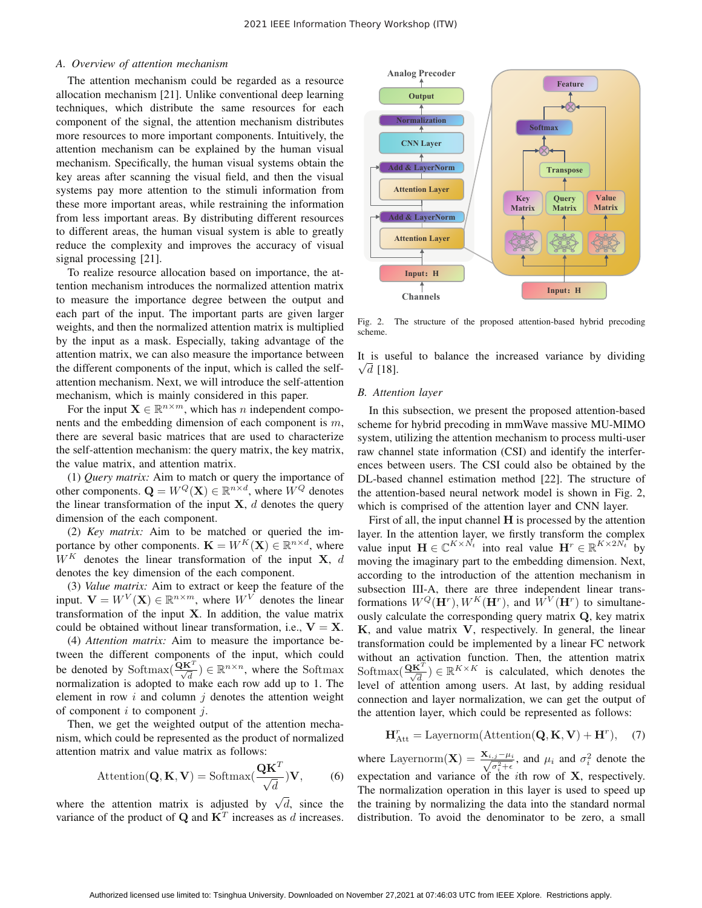### A. Overview of attention mechanism

The attention mechanism could be regarded as a resource allocation mechanism [21]. Unlike conventional deep learning techniques, which distribute the same resources for each component of the signal, the attention mechanism distributes more resources to more important components. Intuitively, the attention mechanism can be explained by the human visual mechanism. Specifically, the human visual systems obtain the key areas after scanning the visual field, and then the visual systems pay more attention to the stimuli information from these more important areas, while restraining the information from less important areas. By distributing different resources to different areas, the human visual system is able to greatly reduce the complexity and improves the accuracy of visual signal processing [21].

To realize resource allocation based on importance, the attention mechanism introduces the normalized attention matrix to measure the importance degree between the output and each part of the input. The important parts are given larger weights, and then the normalized attention matrix is multiplied by the input as a mask. Especially, taking advantage of the attention matrix, we can also measure the importance between the different components of the input, which is called the self-attention mechanism. Next, we will introduce the self-attention mechanism, which is mainly considered in this paper.

For the input $\mathbf{X} \in \mathbb{R}^{n\times m}$, which has $n$ independent components and the embedding dimension of each component is $m$, there are several basic matrices that are used to characterize the self-attention mechanism: the query matrix, the key matrix, the value matrix, and attention matrix.

(1) *Query matrix:* Aim to match or query the importance of other components. $\mathbf{Q} = W^Q(\mathbf{X}) \in \mathbb{R}^{n\times d}$, where $W^Q$ denotes the linear transformation of the input $\mathbf{X}$, $d$ denotes the query dimension of the each component.

(2) *Key matrix:* Aim to be matched or queried the importance by other components. $\mathbf{K} = W^K(\mathbf{X}) \in \mathbb{R}^{n\times d}$, where $W^K$ denotes the linear transformation of the input $\mathbf{X}$, $d$ denotes the key dimension of the each component.

(3) *Value matrix:* Aim to extract or keep the feature of the input. $\mathbf{V} = W^V(\mathbf{X}) \in \mathbb{R}^{n\times m}$, where $W^V$ denotes the linear transformation of the input $\mathbf{X}$. In addition, the value matrix could be obtained without linear transformation, i.e., $\mathbf{V} = \mathbf{X}$.

(4) *Attention matrix:* Aim to measure the importance between the different components of the input, which could be denoted by $\text{Softmax}(\frac{\mathbf{Q}\mathbf{K}^T}{\sqrt{d}}) \in \mathbb{R}^{n\times n}$, where the Softmax normalization is adopted to make each row add up to 1. The element in row $i$ and column $j$ denotes the attention weight of component $i$ to component $j$.

Then, we get the weighted output of the attention mechanism, which could be represented as the product of normalized attention matrix and value matrix as follows:

$$\text{Attention}(\mathbf{Q},\mathbf{K},\mathbf{V}) = \text{Softmax}(\frac{\mathbf{Q}\mathbf{K}^T}{\sqrt{d}})\mathbf{V}, \tag{6}$$

where the attention matrix is adjusted by $\sqrt{d}$, since the variance of the product of $\mathbf{Q}$ and $\mathbf{K}^T$ increases as $d$ increases. It is useful to balance the increased variance by dividing $\sqrt{d}$ [18].

Fig. 2. The structure of the proposed attention-based hybrid precoding scheme.

### B. Attention layer

In this subsection, we present the proposed attention-based scheme for hybrid precoding in mmWave massive MU-MIMO system, utilizing the attention mechanism to process multi-user raw channel state information (CSI) and identify the interferences between users. The CSI could also be obtained by the DL-based channel estimation method [22]. The structure of the attention-based neural network model is shown in Fig. 2, which is comprised of the attention layer and CNN layer.

First of all, the input channel $\mathbf{H}$ is processed by the attention layer. In the attention layer, we firstly transform the complex value input $\mathbf{H} \in \mathbb{C}^{K\times N_t}$ into real value $\mathbf{H}^r \in \mathbb{R}^{K\times 2N_t}$ by moving the imaginary part to the embedding dimension. Next, according to the introduction of the attention mechanism in subsection III-A, there are three independent linear transformations $W^Q(\mathbf{H}^r), W^K(\mathbf{H}^r)$, and $W^V(\mathbf{H}^r)$ to simultaneously calculate the corresponding query matrix $\mathbf{Q}$, key matrix $\mathbf{K}$, and value matrix $\mathbf{V}$, respectively. In general, the linear transformation could be implemented by a linear FC network without an activation function. Then, the attention matrix $\text{Softmax}(\frac{\mathbf{Q}\mathbf{K}^T}{\sqrt{d}}) \in \mathbb{R}^{K\times K}$ is calculated, which denotes the level of attention among users. At last, by adding residual connection and layer normalization, we can get the output of the attention layer, which could be represented as follows:

$$\mathbf{H}^r_{\text{Att}} = \text{Layernorm}(\text{Attention}(\mathbf{Q},\mathbf{K},\mathbf{V}) + \mathbf{H}^r), \tag{7}$$

where $\text{Layernorm}(\mathbf{X}) = \frac{\mathbf{X}_{i,j}-\mu_i}{\sqrt{\sigma_i^2+\epsilon}}$, and $\mu_i$ and $\sigma_i^2$ denote the expectation and variance of the $i$th row of $\mathbf{X}$, respectively. The normalization operation in this layer is used to speed up the training by normalizing the data into the standard normal distribution. To avoid the denominator to be zero, a small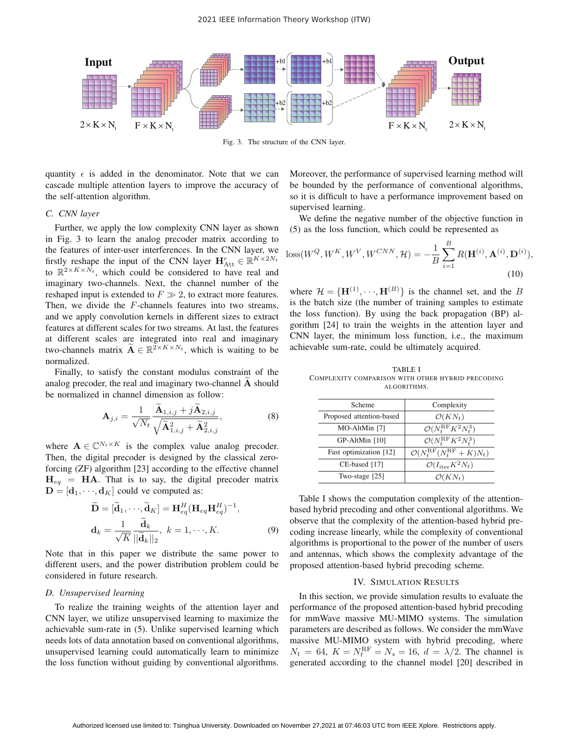Fig. 3. The structure of the CNN layer.

quantity $\epsilon$ is added in the denominator. Note that we can cascade multiple attention layers to improve the accuracy of the self-attention algorithm.

### C. CNN layer

Further, we apply the low complexity CNN layer as shown in Fig. 3 to learn the analog precoder matrix according to the features of inter-user interferences. In the CNN layer, we firstly reshape the input of the CNN layer $\mathbf{H}^r_{\text{Att}} \in \mathbb{R}^{K\times 2N_t}$ to $\mathbb{R}^{2\times K\times N_t}$, which could be considered to have real and imaginary two-channels. Next, the channel number of the reshaped input is extended to $F \gg 2$, to extract more features. Then, we divide the $F$-channels features into two streams, and we apply convolution kernels in different sizes to extract features at different scales for two streams. At last, the features at different scales are integrated into real and imaginary two-channels matrix $\widetilde{\mathbf{A}} \in \mathbb{R}^{2\times K\times N_t}$, which is waiting to be normalized.

Finally, to satisfy the constant modulus constraint of the analog precoder, the real and imaginary two-channel $\widetilde{\mathbf{A}}$ should be normalized in channel dimension as follow:

$$\mathbf{A}_{j,i} = \frac{1}{\sqrt{N_t}} \frac{\widetilde{\mathbf{A}}_{1,i,j} + j\widetilde{\mathbf{A}}_{2,i,j}}{\sqrt{\widetilde{\mathbf{A}}^2_{1,i,j} + \widetilde{\mathbf{A}}^2_{2,i,j}}}, \tag{8}$$

where $\mathbf{A} \in \mathbb{C}^{N_t\times K}$ is the complex value analog precoder. Then, the digital precoder is designed by the classical zero-forcing (ZF) algorithm [23] according to the effective channel $\mathbf{H}_{eq} = \mathbf{HA}$. That is to say, the digital precoder matrix $\mathbf{D} = [\mathbf{d}_1, \cdots, \mathbf{d}_K]$ could ve computed as:

$$\widetilde{\mathbf{D}} = [\widetilde{\mathbf{d}}_1, \cdots, \widetilde{\mathbf{d}}_K] = \mathbf{H}^H_{eq}(\mathbf{H}_{eq}\mathbf{H}^H_{eq})^{-1},$$
$$\mathbf{d}_k = \frac{1}{\sqrt{K}} \frac{\widetilde{\mathbf{d}}_k}{||\widetilde{\mathbf{d}}_k||_2},\ k = 1, \cdots, K. \tag{9}$$

Note that in this paper we distribute the same power to different users, and the power distribution problem could be considered in future research.

### D. Unsupervised learning

To realize the training weights of the attention layer and CNN layer, we utilize unsupervised learning to maximize the achievable sum-rate in (5). Unlike supervised learning which needs lots of data annotation based on conventional algorithms, unsupervised learning could automatically learn to minimize the loss function without guiding by conventional algorithms. Moreover, the performance of supervised learning method will be bounded by the performance of conventional algorithms, so it is difficult to have a performance improvement based on supervised learning.

We define the negative number of the objective function in (5) as the loss function, which could be represented as

$$\text{loss}(W^Q, W^K, W^V, W^{CNN}, \mathcal{H}) = -\frac{1}{B}\sum_{i=1}^{B} R(\mathbf{H}^{(i)}, \mathbf{A}^{(i)}, \mathbf{D}^{(i)}), \tag{10}$$

where $\mathcal{H} = \{\mathbf{H}^{(1)}, \cdots, \mathbf{H}^{(B)}\}$ is the channel set, and the $B$ is the batch size (the number of training samples to estimate the loss function). By using the back propagation (BP) algorithm [24] to train the weights in the attention layer and CNN layer, the minimum loss function, i.e., the maximum achievable sum-rate, could be ultimately acquired.

TABLE I
COMPLEXITY COMPARISON WITH OTHER HYBRID PRECODING ALGORITHMS.

| Scheme | Complexity |
|---|---|
| Proposed attention-based | $\mathcal{O}(KN_t)$ |
| MO-AltMin [7] | $\mathcal{O}(N_t^{\text{RF}}K^2N_t^3)$ |
| GP-AltMin [10] | $\mathcal{O}(N_t^{\text{RF}}K^2N_t^3)$ |
| Fast optimization [12] | $\mathcal{O}(N_t^{\text{RF}}(N_t^{\text{RF}}+K)N_t)$ |
| CE-based [17] | $\mathcal{O}(I_{\text{iter}}K^2N_t)$ |
| Two-stage [25] | $\mathcal{O}(KN_t)$ |

Table I shows the computation complexity of the attention-based hybrid precoding and other conventional algorithms. We observe that the complexity of the attention-based hybrid precoding increase linearly, while the complexity of conventional algorithms is proportional to the power of the number of users and antennas, which shows the complexity advantage of the proposed attention-based hybrid precoding scheme.

## IV. Simulation Results

In this section, we provide simulation results to evaluate the performance of the proposed attention-based hybrid precoding for mmWave massive MU-MIMO systems. The simulation parameters are described as follows. We consider the mmWave massive MU-MIMO system with hybrid precoding, where $N_t = 64$, $K = N_t^{\text{RF}} = N_s = 16$, $d = \lambda/2$. The channel is generated according to the channel model [20] described in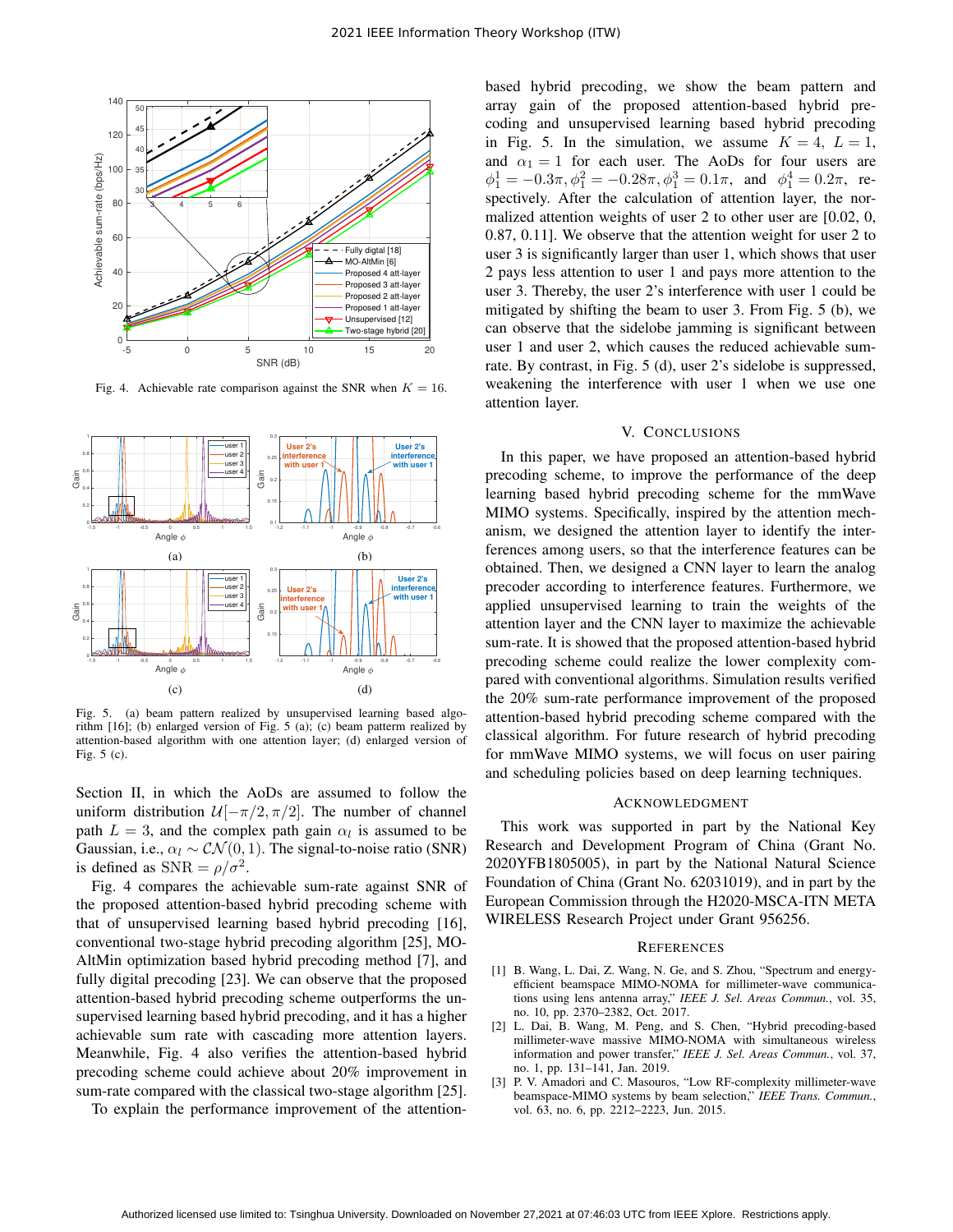Fig. 4. Achievable rate comparison against the SNR when $K = 16$.

Fig. 5. (a) beam pattern realized by unsupervised learning based algorithm [16]; (b) enlarged version of Fig. 5 (a); (c) beam patterm realized by attention-based algorithm with one attention layer; (d) enlarged version of Fig. 5 (c).

Section II, in which the AoDs are assumed to follow the uniform distribution $\mathcal{U}[-\pi/2, \pi/2]$. The number of channel path $L = 3$, and the complex path gain $\alpha_l$ is assumed to be Gaussian, i.e., $\alpha_l \sim \mathcal{CN}(0, 1)$. The signal-to-noise ratio (SNR) is defined as $\text{SNR} = \rho/\sigma^2$.

Fig. 4 compares the achievable sum-rate against SNR of the proposed attention-based hybrid precoding scheme with that of unsupervised learning based hybrid precoding [16], conventional two-stage hybrid precoding algorithm [25], MO-AltMin optimization based hybrid precoding method [7], and fully digital precoding [23]. We can observe that the proposed attention-based hybrid precoding scheme outperforms the unsupervised learning based hybrid precoding, and it has a higher achievable sum rate with cascading more attention layers. Meanwhile, Fig. 4 also verifies the attention-based hybrid precoding scheme could achieve about 20% improvement in sum-rate compared with the classical two-stage algorithm [25].

To explain the performance improvement of the attention-based hybrid precoding, we show the beam pattern and array gain of the proposed attention-based hybrid precoding and unsupervised learning based hybrid precoding in Fig. 5. In the simulation, we assume $K = 4$, $L = 1$, and $\alpha_1 = 1$ for each user. The AoDs for four users are $\phi_1^1 = -0.3\pi, \phi_1^2 = -0.28\pi, \phi_1^3 = 0.1\pi$, and $\phi_1^4 = 0.2\pi$, respectively. After the calculation of attention layer, the normalized attention weights of user 2 to other user are [0.02, 0, 0.87, 0.11]. We observe that the attention weight for user 2 to user 3 is significantly larger than user 1, which shows that user 2 pays less attention to user 1 and pays more attention to the user 3. Thereby, the user 2's interference with user 1 could be mitigated by shifting the beam to user 3. From Fig. 5 (b), we can observe that the sidelobe jamming is significant between user 1 and user 2, which causes the reduced achievable sum-rate. By contrast, in Fig. 5 (d), user 2's sidelobe is suppressed, weakening the interference with user 1 when we use one attention layer.

## V. Conclusions

In this paper, we have proposed an attention-based hybrid precoding scheme, to improve the performance of the deep learning based hybrid precoding scheme for the mmWave MIMO systems. Specifically, inspired by the attention mechanism, we designed the attention layer to identify the interferences among users, so that the interference features can be obtained. Then, we designed a CNN layer to learn the analog precoder according to interference features. Furthermore, we applied unsupervised learning to train the weights of the attention layer and the CNN layer to maximize the achievable sum-rate. It is showed that the proposed attention-based hybrid precoding scheme could realize the lower complexity compared with conventional algorithms. Simulation results verified the 20% sum-rate performance improvement of the proposed attention-based hybrid precoding scheme compared with the classical algorithm. For future research of hybrid precoding for mmWave MIMO systems, we will focus on user pairing and scheduling policies based on deep learning techniques.

## Acknowledgment

This work was supported in part by the National Key Research and Development Program of China (Grant No. 2020YFB1805005), in part by the National Natural Science Foundation of China (Grant No. 62031019), and in part by the European Commission through the H2020-MSCA-ITN META WIRELESS Research Project under Grant 956256.

## References

[1] B. Wang, L. Dai, Z. Wang, N. Ge, and S. Zhou, "Spectrum and energy-efficient beamspace MIMO-NOMA for millimeter-wave communications using lens antenna array," *IEEE J. Sel. Areas Commun.*, vol. 35, no. 10, pp. 2370–2382, Oct. 2017.

[2] L. Dai, B. Wang, M. Peng, and S. Chen, "Hybrid precoding-based millimeter-wave massive MIMO-NOMA with simultaneous wireless information and power transfer," *IEEE J. Sel. Areas Commun.*, vol. 37, no. 1, pp. 131–141, Jan. 2019.

[3] P. V. Amadori and C. Masouros, "Low RF-complexity millimeter-wave beamspace-MIMO systems by beam selection," *IEEE Trans. Commun.*, vol. 63, no. 6, pp. 2212–2223, Jun. 2015.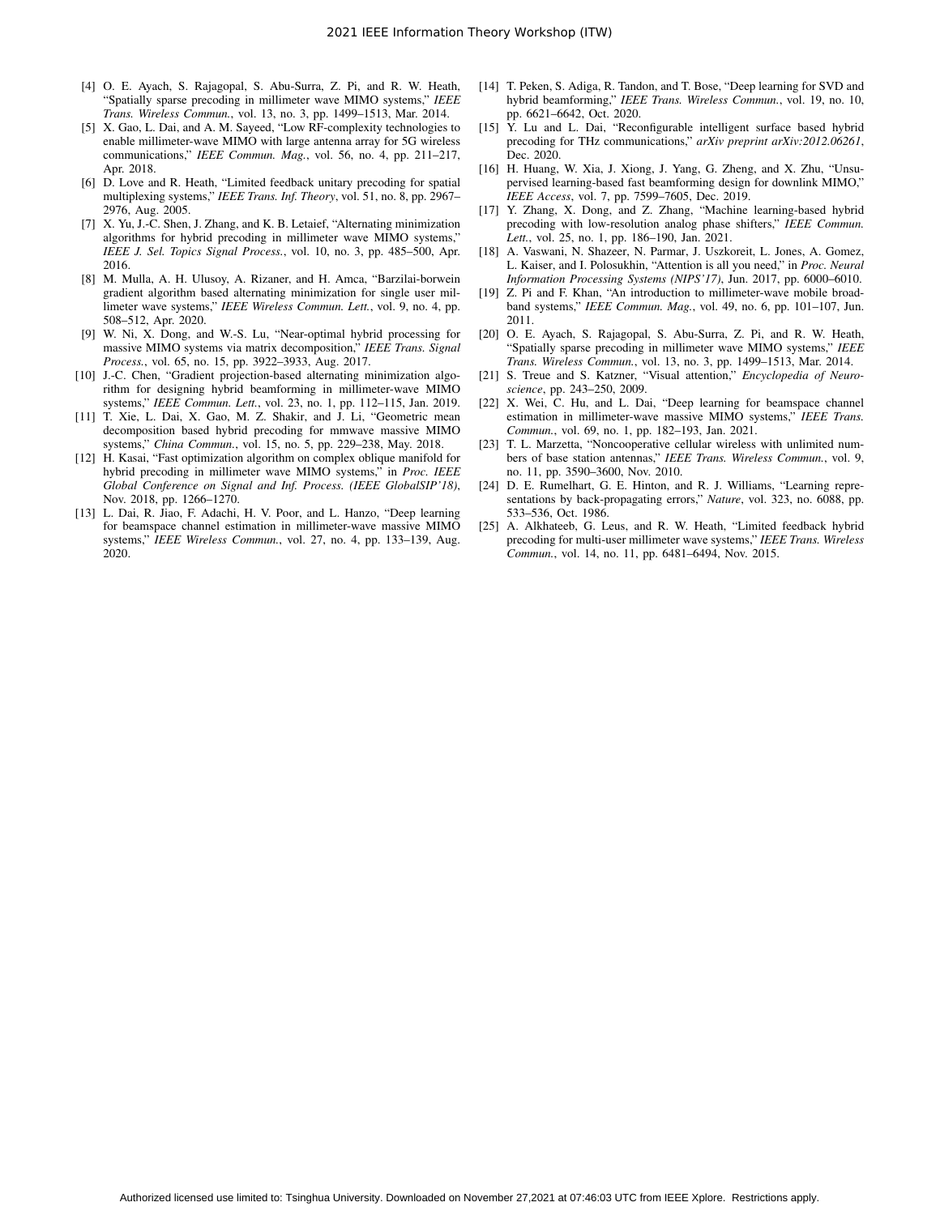[4] O. E. Ayach, S. Rajagopal, S. Abu-Surra, Z. Pi, and R. W. Heath, "Spatially sparse precoding in millimeter wave MIMO systems," *IEEE Trans. Wireless Commun.*, vol. 13, no. 3, pp. 1499–1513, Mar. 2014.

[5] X. Gao, L. Dai, and A. M. Sayeed, "Low RF-complexity technologies to enable millimeter-wave MIMO with large antenna array for 5G wireless communications," *IEEE Commun. Mag.*, vol. 56, no. 4, pp. 211–217, Apr. 2018.

[6] D. Love and R. Heath, "Limited feedback unitary precoding for spatial multiplexing systems," *IEEE Trans. Inf. Theory*, vol. 51, no. 8, pp. 2967–2976, Aug. 2005.

[7] X. Yu, J.-C. Shen, J. Zhang, and K. B. Letaief, "Alternating minimization algorithms for hybrid precoding in millimeter wave MIMO systems," *IEEE J. Sel. Topics Signal Process.*, vol. 10, no. 3, pp. 485–500, Apr. 2016.

[8] M. Mulla, A. H. Ulusoy, A. Rizaner, and H. Amca, "Barzilai-borwein gradient algorithm based alternating minimization for single user millimeter wave systems," *IEEE Wireless Commun. Lett.*, vol. 9, no. 4, pp. 508–512, Apr. 2020.

[9] W. Ni, X. Dong, and W.-S. Lu, "Near-optimal hybrid processing for massive MIMO systems via matrix decomposition," *IEEE Trans. Signal Process.*, vol. 65, no. 15, pp. 3922–3933, Aug. 2017.

[10] J.-C. Chen, "Gradient projection-based alternating minimization algorithm for designing hybrid beamforming in millimeter-wave MIMO systems," *IEEE Commun. Lett.*, vol. 23, no. 1, pp. 112–115, Jan. 2019.

[11] T. Xie, L. Dai, X. Gao, M. Z. Shakir, and J. Li, "Geometric mean decomposition based hybrid precoding for mmwave massive MIMO systems," *China Commun.*, vol. 15, no. 5, pp. 229–238, May. 2018.

[12] H. Kasai, "Fast optimization algorithm on complex oblique manifold for hybrid precoding in millimeter wave MIMO systems," in *Proc. IEEE Global Conference on Signal and Inf. Process. (IEEE GlobalSIP'18)*, Nov. 2018, pp. 1266–1270.

[13] L. Dai, R. Jiao, F. Adachi, H. V. Poor, and L. Hanzo, "Deep learning for beamspace channel estimation in millimeter-wave massive MIMO systems," *IEEE Wireless Commun.*, vol. 27, no. 4, pp. 133–139, Aug. 2020.

[14] T. Peken, S. Adiga, R. Tandon, and T. Bose, "Deep learning for SVD and hybrid beamforming," *IEEE Trans. Wireless Commun.*, vol. 19, no. 10, pp. 6621–6642, Oct. 2020.

[15] Y. Lu and L. Dai, "Reconfigurable intelligent surface based hybrid precoding for THz communications," *arXiv preprint arXiv:2012.06261*, Dec. 2020.

[16] H. Huang, W. Xia, J. Xiong, J. Yang, G. Zheng, and X. Zhu, "Unsupervised learning-based fast beamforming design for downlink MIMO," *IEEE Access*, vol. 7, pp. 7599–7605, Dec. 2019.

[17] Y. Zhang, X. Dong, and Z. Zhang, "Machine learning-based hybrid precoding with low-resolution analog phase shifters," *IEEE Commun. Lett.*, vol. 25, no. 1, pp. 186–190, Jan. 2021.

[18] A. Vaswani, N. Shazeer, N. Parmar, J. Uszkoreit, L. Jones, A. Gomez, L. Kaiser, and I. Polosukhin, "Attention is all you need," in *Proc. Neural Information Processing Systems (NIPS'17)*, Jun. 2017, pp. 6000–6010.

[19] Z. Pi and F. Khan, "An introduction to millimeter-wave mobile broadband systems," *IEEE Commun. Mag.*, vol. 49, no. 6, pp. 101–107, Jun. 2011.

[20] O. E. Ayach, S. Rajagopal, S. Abu-Surra, Z. Pi, and R. W. Heath, "Spatially sparse precoding in millimeter wave MIMO systems," *IEEE Trans. Wireless Commun.*, vol. 13, no. 3, pp. 1499–1513, Mar. 2014.

[21] S. Treue and S. Katzner, "Visual attention," *Encyclopedia of Neuroscience*, pp. 243–250, 2009.

[22] X. Wei, C. Hu, and L. Dai, "Deep learning for beamspace channel estimation in millimeter-wave massive MIMO systems," *IEEE Trans. Commun.*, vol. 69, no. 1, pp. 182–193, Jan. 2021.

[23] T. L. Marzetta, "Noncooperative cellular wireless with unlimited numbers of base station antennas," *IEEE Trans. Wireless Commun.*, vol. 9, no. 11, pp. 3590–3600, Nov. 2010.

[24] D. E. Rumelhart, G. E. Hinton, and R. J. Williams, "Learning representations by back-propagating errors," *Nature*, vol. 323, no. 6088, pp. 533–536, Oct. 1986.

[25] A. Alkhateeb, G. Leus, and R. W. Heath, "Limited feedback hybrid precoding for multi-user millimeter wave systems," *IEEE Trans. Wireless Commun.*, vol. 14, no. 11, pp. 6481–6494, Nov. 2015.